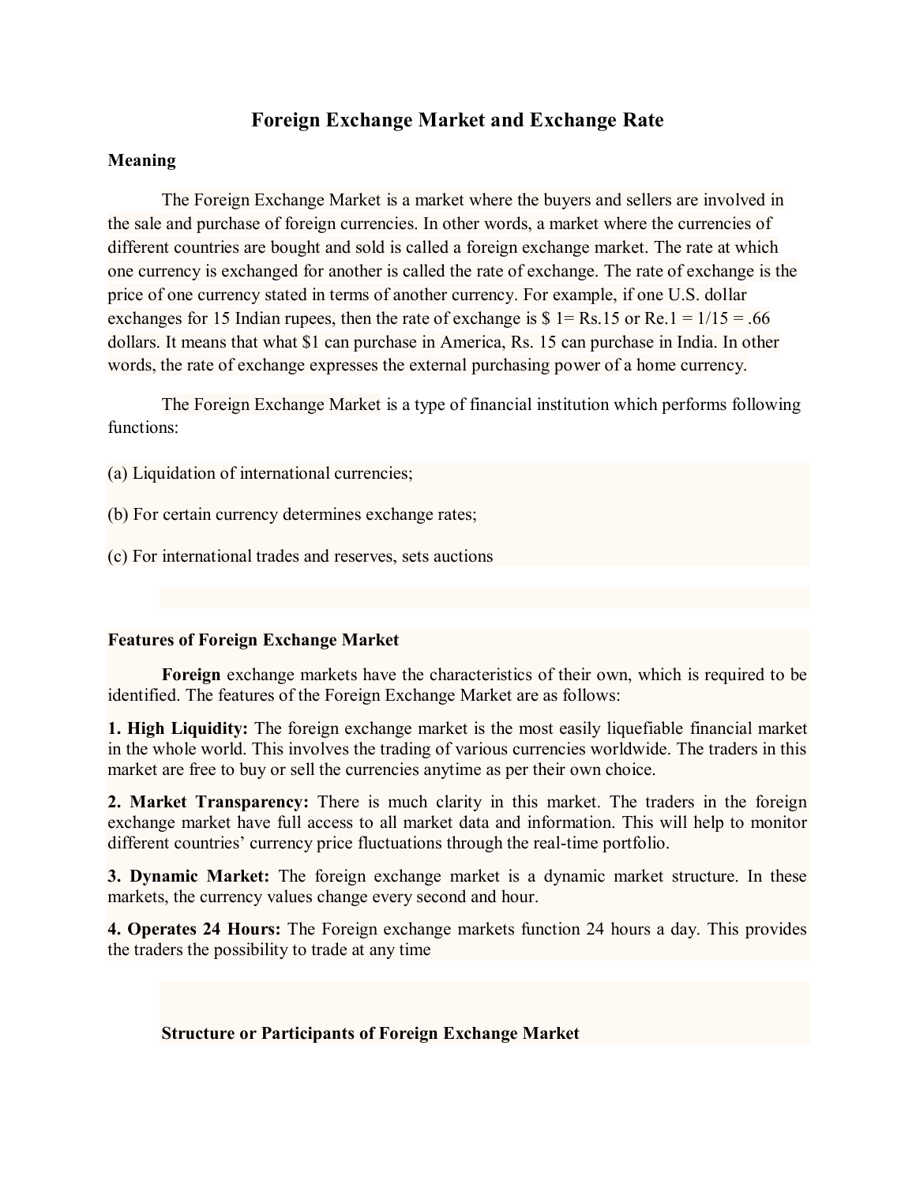# Foreign Exchange Market and Exchange Rate

**Meaning**

The Foreign Exchange Market is a market where the buyers and sellers are involved in the sale and purchase of foreign currencies. In other words, a market where the currencies of different countries are bought and sold is called a foreign exchange market. The rate at which one currency is exchanged for another is called the rate of exchange. The rate of exchange is the price of one currency stated in terms of another currency. For example, if one U.S. dollar exchanges for 15 Indian rupees, then the rate of exchange is $ 1= Rs.15 or Re.1 = 1/15 = .66 dollars. It means that what $1 can purchase in America, Rs. 15 can purchase in India. In other words, the rate of exchange expresses the external purchasing power of a home currency.

The Foreign Exchange Market is a type of financial institution which performs following functions:

(a) Liquidation of international currencies;

(b) For certain currency determines exchange rates;

(c) For international trades and reserves, sets auctions

**Features of Foreign Exchange Market**

**Foreign** exchange markets have the characteristics of their own, which is required to be identified. The features of the Foreign Exchange Market are as follows:

**1. High Liquidity:** The foreign exchange market is the most easily liquefiable financial market in the whole world. This involves the trading of various currencies worldwide. The traders in this market are free to buy or sell the currencies anytime as per their own choice.

**2. Market Transparency:** There is much clarity in this market. The traders in the foreign exchange market have full access to all market data and information. This will help to monitor different countries' currency price fluctuations through the real-time portfolio.

**3. Dynamic Market:** The foreign exchange market is a dynamic market structure. In these markets, the currency values change every second and hour.

**4. Operates 24 Hours:** The Foreign exchange markets function 24 hours a day. This provides the traders the possibility to trade at any time

**Structure or Participants of Foreign Exchange Market**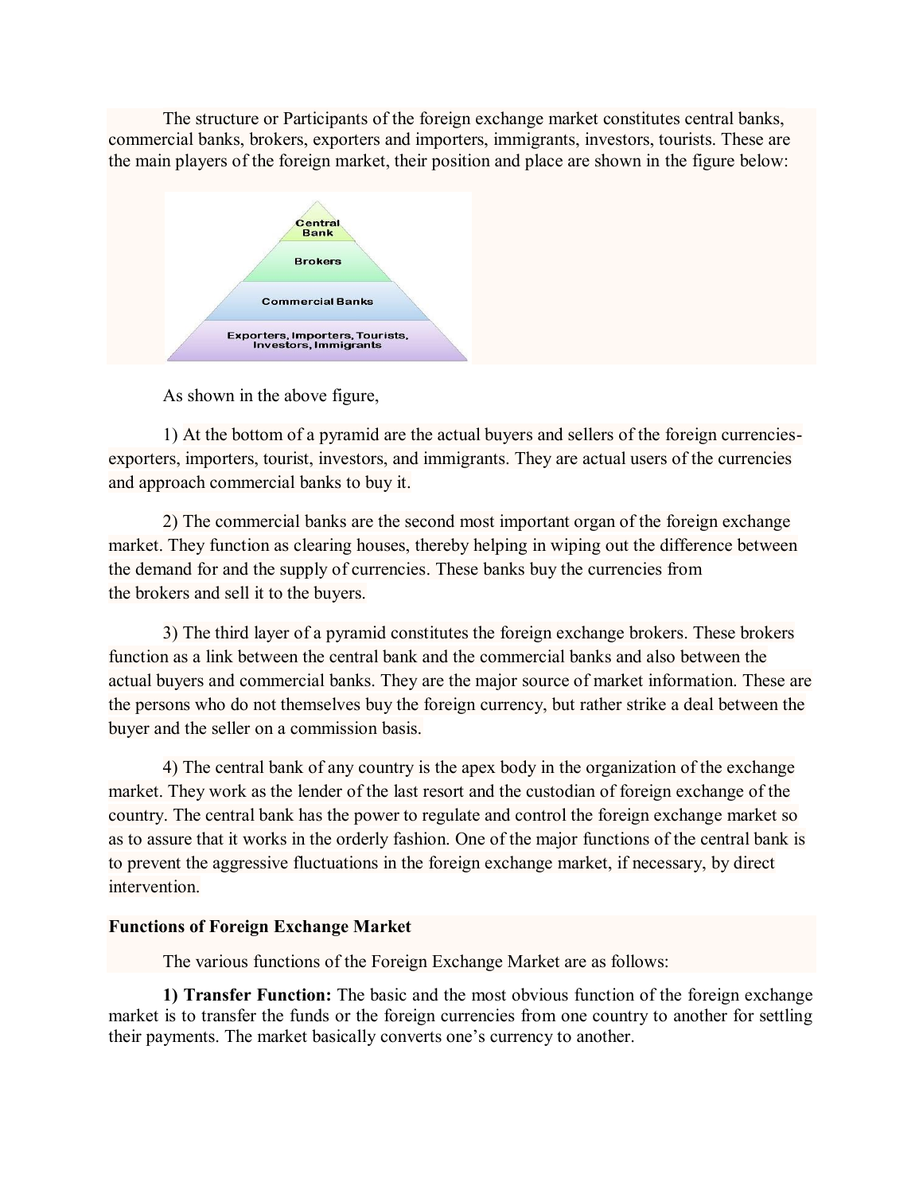The structure or Participants of the foreign exchange market constitutes central banks, commercial banks, brokers, exporters and importers, immigrants, investors, tourists. These are the main players of the foreign market, their position and place are shown in the figure below:

As shown in the above figure,

1) At the bottom of a pyramid are the actual buyers and sellers of the foreign currencies- exporters, importers, tourist, investors, and immigrants. They are actual users of the currencies and approach commercial banks to buy it.

2) The commercial banks are the second most important organ of the foreign exchange market. They function as clearing houses, thereby helping in wiping out the difference between the demand for and the supply of currencies. These banks buy the currencies from the brokers and sell it to the buyers.

3) The third layer of a pyramid constitutes the foreign exchange brokers. These brokers function as a link between the central bank and the commercial banks and also between the actual buyers and commercial banks. They are the major source of market information. These are the persons who do not themselves buy the foreign currency, but rather strike a deal between the buyer and the seller on a commission basis.

4) The central bank of any country is the apex body in the organization of the exchange market. They work as the lender of the last resort and the custodian of foreign exchange of the country. The central bank has the power to regulate and control the foreign exchange market so as to assure that it works in the orderly fashion. One of the major functions of the central bank is to prevent the aggressive fluctuations in the foreign exchange market, if necessary, by direct intervention.

**Functions of Foreign Exchange Market**

The various functions of the Foreign Exchange Market are as follows:

**1) Transfer Function:** The basic and the most obvious function of the foreign exchange market is to transfer the funds or the foreign currencies from one country to another for settling their payments. The market basically converts one's currency to another.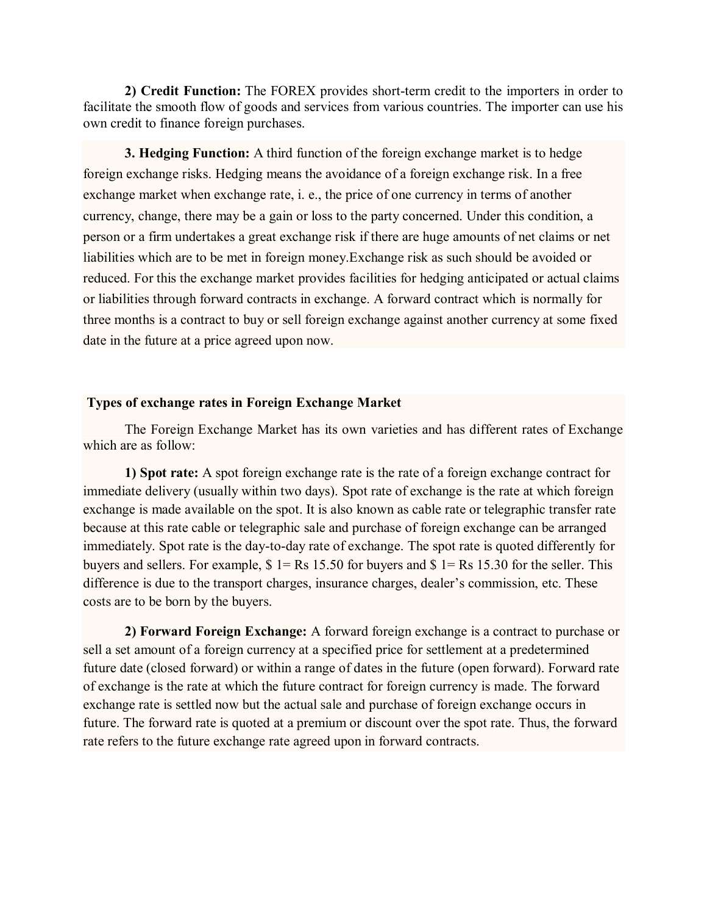**2) Credit Function:** The FOREX provides short-term credit to the importers in order to facilitate the smooth flow of goods and services from various countries. The importer can use his own credit to finance foreign purchases.

**3. Hedging Function:** A third function of the foreign exchange market is to hedge foreign exchange risks. Hedging means the avoidance of a foreign exchange risk. In a free exchange market when exchange rate, i. e., the price of one currency in terms of another currency, change, there may be a gain or loss to the party concerned. Under this condition, a person or a firm undertakes a great exchange risk if there are huge amounts of net claims or net liabilities which are to be met in foreign money.Exchange risk as such should be avoided or reduced. For this the exchange market provides facilities for hedging anticipated or actual claims or liabilities through forward contracts in exchange. A forward contract which is normally for three months is a contract to buy or sell foreign exchange against another currency at some fixed date in the future at a price agreed upon now.

**Types of exchange rates in Foreign Exchange Market**

The Foreign Exchange Market has its own varieties and has different rates of Exchange which are as follow:

**1) Spot rate:** A spot foreign exchange rate is the rate of a foreign exchange contract for immediate delivery (usually within two days). Spot rate of exchange is the rate at which foreign exchange is made available on the spot. It is also known as cable rate or telegraphic transfer rate because at this rate cable or telegraphic sale and purchase of foreign exchange can be arranged immediately. Spot rate is the day-to-day rate of exchange. The spot rate is quoted differently for buyers and sellers. For example, $ 1= Rs 15.50 for buyers and $ 1= Rs 15.30 for the seller. This difference is due to the transport charges, insurance charges, dealer's commission, etc. These costs are to be born by the buyers.

**2) Forward Foreign Exchange:** A forward foreign exchange is a contract to purchase or sell a set amount of a foreign currency at a specified price for settlement at a predetermined future date (closed forward) or within a range of dates in the future (open forward). Forward rate of exchange is the rate at which the future contract for foreign currency is made. The forward exchange rate is settled now but the actual sale and purchase of foreign exchange occurs in future. The forward rate is quoted at a premium or discount over the spot rate. Thus, the forward rate refers to the future exchange rate agreed upon in forward contracts.